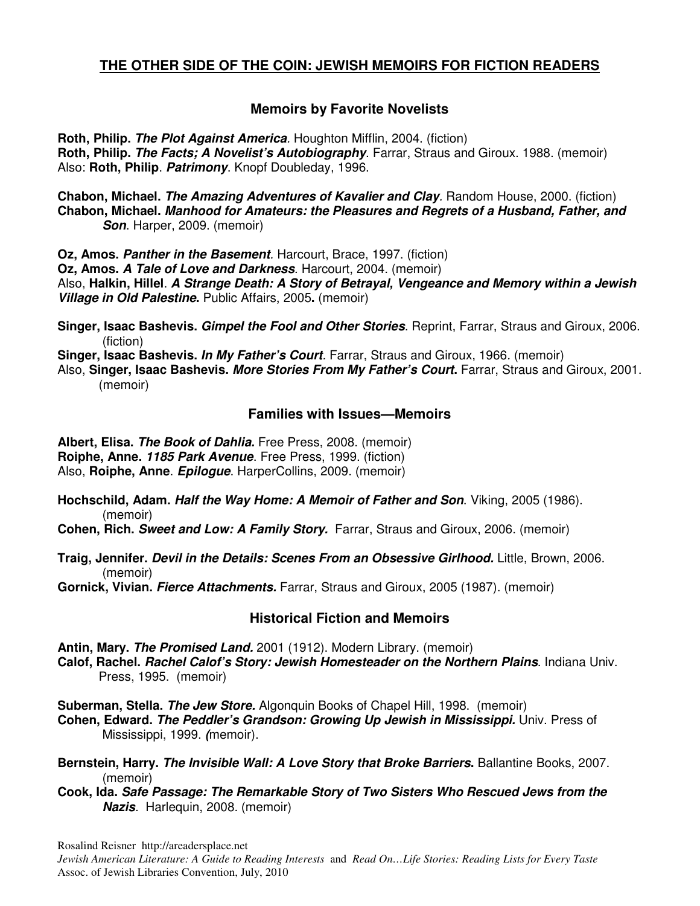# THE OTHER SIDE OF THE COIN: JEWISH MEMOIRS FOR FICTION READERS

## Memoirs by Favorite Novelists

**Roth, Philip.** ***The Plot Against America***. Houghton Mifflin, 2004. (fiction)
**Roth, Philip.** ***The Facts; A Novelist's Autobiography***. Farrar, Straus and Giroux. 1988. (memoir)
Also: **Roth, Philip**. ***Patrimony***. Knopf Doubleday, 1996.

**Chabon, Michael.** ***The Amazing Adventures of Kavalier and Clay***. Random House, 2000. (fiction)
**Chabon, Michael.** ***Manhood for Amateurs: the Pleasures and Regrets of a Husband, Father, and Son***. Harper, 2009. (memoir)

**Oz, Amos.** ***Panther in the Basement***. Harcourt, Brace, 1997. (fiction)
**Oz, Amos.** ***A Tale of Love and Darkness***. Harcourt, 2004. (memoir)
Also, **Halkin, Hillel**. ***A Strange Death: A Story of Betrayal, Vengeance and Memory within a Jewish Village in Old Palestine*****.** Public Affairs, 2005**.** (memoir)

**Singer, Isaac Bashevis.** ***Gimpel the Fool and Other Stories***. Reprint, Farrar, Straus and Giroux, 2006. (fiction)
**Singer, Isaac Bashevis.** ***In My Father's Court***. Farrar, Straus and Giroux, 1966. (memoir)
Also, **Singer, Isaac Bashevis.** ***More Stories From My Father's Court*****.** Farrar, Straus and Giroux, 2001. (memoir)

## Families with Issues—Memoirs

**Albert, Elisa.** ***The Book of Dahlia.*** Free Press, 2008. (memoir)
**Roiphe, Anne.** ***1185 Park Avenue***. Free Press, 1999. (fiction)
Also, **Roiphe, Anne**. ***Epilogue***. HarperCollins, 2009. (memoir)

**Hochschild, Adam.** ***Half the Way Home: A Memoir of Father and Son***. Viking, 2005 (1986). (memoir)
**Cohen, Rich.** ***Sweet and Low: A Family Story.*** Farrar, Straus and Giroux, 2006. (memoir)

**Traig, Jennifer.** ***Devil in the Details: Scenes From an Obsessive Girlhood.*** Little, Brown, 2006. (memoir)
**Gornick, Vivian.** ***Fierce Attachments.*** Farrar, Straus and Giroux, 2005 (1987). (memoir)

## Historical Fiction and Memoirs

**Antin, Mary.** ***The Promised Land.*** 2001 (1912). Modern Library. (memoir)
**Calof, Rachel.** ***Rachel Calof's Story: Jewish Homesteader on the Northern Plains***. Indiana Univ. Press, 1995. (memoir)

**Suberman, Stella.** ***The Jew Store.*** Algonquin Books of Chapel Hill, 1998. (memoir)
**Cohen, Edward.** ***The Peddler's Grandson: Growing Up Jewish in Mississippi.*** Univ. Press of Mississippi, 1999. ***(***memoir).

**Bernstein, Harry.** ***The Invisible Wall: A Love Story that Broke Barriers.*** Ballantine Books, 2007. (memoir)
**Cook, Ida.** ***Safe Passage: The Remarkable Story of Two Sisters Who Rescued Jews from the Nazis***. Harlequin, 2008. (memoir)

Rosalind Reisner http://areadersplace.net
*Jewish American Literature: A Guide to Reading Interests* and *Read On…Life Stories: Reading Lists for Every Taste*
Assoc. of Jewish Libraries Convention, July, 2010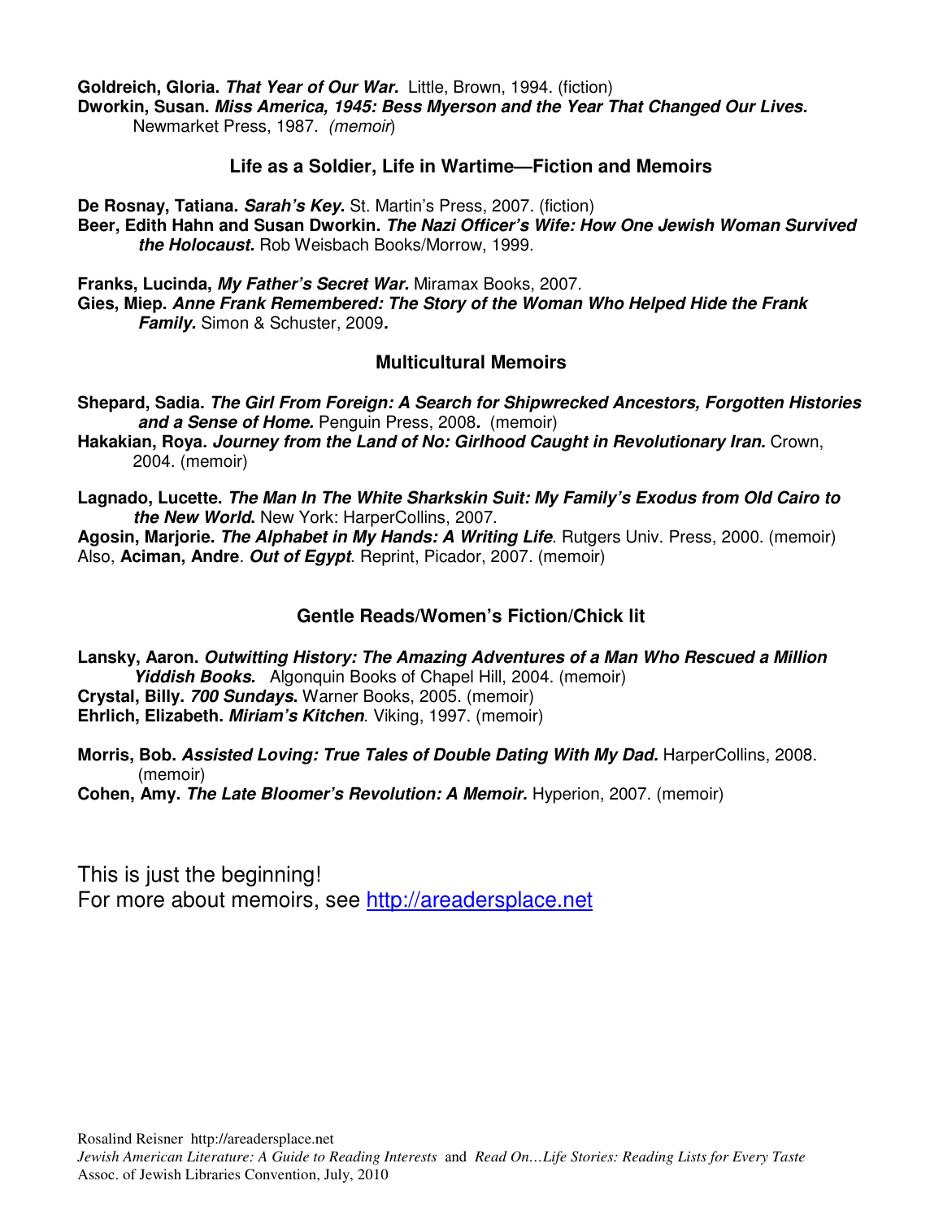**Goldreich, Gloria.** ***That Year of Our War.*** Little, Brown, 1994. (fiction)
**Dworkin, Susan.** ***Miss America, 1945: Bess Myerson and the Year That Changed Our Lives.*** Newmarket Press, 1987. *(memoir)*

### Life as a Soldier, Life in Wartime—Fiction and Memoirs

**De Rosnay, Tatiana.** ***Sarah's Key.*** St. Martin's Press, 2007. (fiction)
**Beer, Edith Hahn and Susan Dworkin.** ***The Nazi Officer's Wife: How One Jewish Woman Survived the Holocaust.*** Rob Weisbach Books/Morrow, 1999.

**Franks, Lucinda,** ***My Father's Secret War.*** Miramax Books, 2007.
**Gies, Miep.** ***Anne Frank Remembered: The Story of the Woman Who Helped Hide the Frank Family.*** Simon & Schuster, 2009**.**

### Multicultural Memoirs

**Shepard, Sadia.** ***The Girl From Foreign: A Search for Shipwrecked Ancestors, Forgotten Histories and a Sense of Home.*** Penguin Press, 2008**.** (memoir)
**Hakakian, Roya.** ***Journey from the Land of No: Girlhood Caught in Revolutionary Iran.*** Crown, 2004. (memoir)

**Lagnado, Lucette.** ***The Man In The White Sharkskin Suit: My Family's Exodus from Old Cairo to the New World*****.** New York: HarperCollins, 2007.
**Agosin, Marjorie.** ***The Alphabet in My Hands: A Writing Life***. Rutgers Univ. Press, 2000. (memoir)
Also, **Aciman, Andre**. ***Out of Egypt***. Reprint, Picador, 2007. (memoir)

### Gentle Reads/Women's Fiction/Chick lit

**Lansky, Aaron.** ***Outwitting History: The Amazing Adventures of a Man Who Rescued a Million Yiddish Books.*** Algonquin Books of Chapel Hill, 2004. (memoir)
**Crystal, Billy.** ***700 Sundays*****.** Warner Books, 2005. (memoir)
**Ehrlich, Elizabeth.** ***Miriam's Kitchen***. Viking, 1997. (memoir)

**Morris, Bob.** ***Assisted Loving: True Tales of Double Dating With My Dad.*** HarperCollins, 2008. (memoir)
**Cohen, Amy.** ***The Late Bloomer's Revolution: A Memoir.*** Hyperion, 2007. (memoir)

This is just the beginning!
For more about memoirs, see http://areadersplace.net

Rosalind Reisner http://areadersplace.net
*Jewish American Literature: A Guide to Reading Interests* and *Read On…Life Stories: Reading Lists for Every Taste*
Assoc. of Jewish Libraries Convention, July, 2010